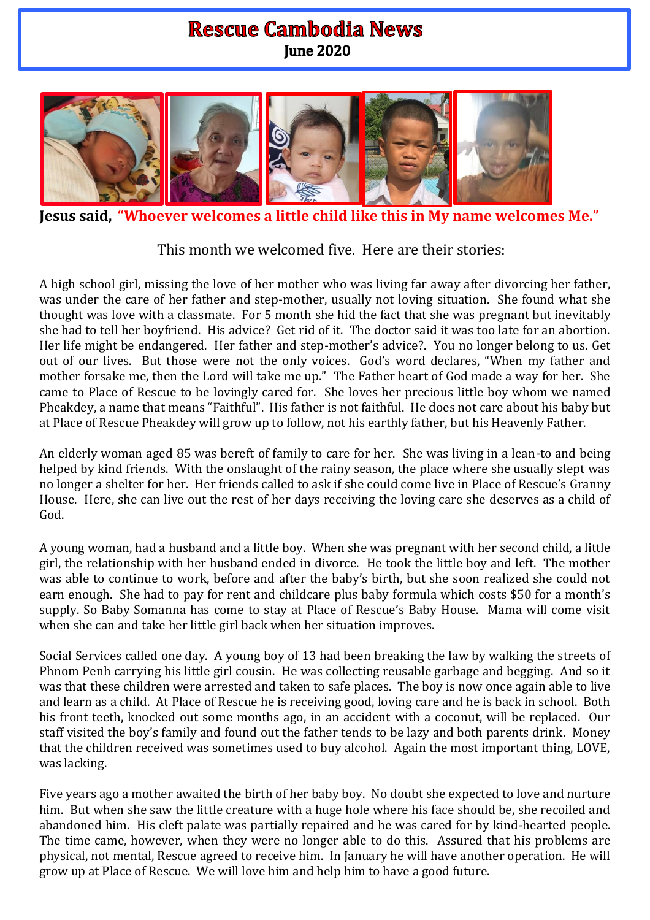# Rescue Cambodia News

**June 2020**

**Jesus said,** **"Whoever welcomes a little child like this in My name welcomes Me."**

This month we welcomed five. Here are their stories:

A high school girl, missing the love of her mother who was living far away after divorcing her father, was under the care of her father and step-mother, usually not loving situation. She found what she thought was love with a classmate. For 5 month she hid the fact that she was pregnant but inevitably she had to tell her boyfriend. His advice? Get rid of it. The doctor said it was too late for an abortion. Her life might be endangered. Her father and step-mother's advice?. You no longer belong to us. Get out of our lives. But those were not the only voices. God's word declares, "When my father and mother forsake me, then the Lord will take me up." The Father heart of God made a way for her. She came to Place of Rescue to be lovingly cared for. She loves her precious little boy whom we named Pheakdey, a name that means "Faithful". His father is not faithful. He does not care about his baby but at Place of Rescue Pheakdey will grow up to follow, not his earthly father, but his Heavenly Father.

An elderly woman aged 85 was bereft of family to care for her. She was living in a lean-to and being helped by kind friends. With the onslaught of the rainy season, the place where she usually slept was no longer a shelter for her. Her friends called to ask if she could come live in Place of Rescue's Granny House. Here, she can live out the rest of her days receiving the loving care she deserves as a child of God.

A young woman, had a husband and a little boy. When she was pregnant with her second child, a little girl, the relationship with her husband ended in divorce. He took the little boy and left. The mother was able to continue to work, before and after the baby's birth, but she soon realized she could not earn enough. She had to pay for rent and childcare plus baby formula which costs $50 for a month's supply. So Baby Somanna has come to stay at Place of Rescue's Baby House. Mama will come visit when she can and take her little girl back when her situation improves.

Social Services called one day. A young boy of 13 had been breaking the law by walking the streets of Phnom Penh carrying his little girl cousin. He was collecting reusable garbage and begging. And so it was that these children were arrested and taken to safe places. The boy is now once again able to live and learn as a child. At Place of Rescue he is receiving good, loving care and he is back in school. Both his front teeth, knocked out some months ago, in an accident with a coconut, will be replaced. Our staff visited the boy's family and found out the father tends to be lazy and both parents drink. Money that the children received was sometimes used to buy alcohol. Again the most important thing, LOVE, was lacking.

Five years ago a mother awaited the birth of her baby boy. No doubt she expected to love and nurture him. But when she saw the little creature with a huge hole where his face should be, she recoiled and abandoned him. His cleft palate was partially repaired and he was cared for by kind-hearted people. The time came, however, when they were no longer able to do this. Assured that his problems are physical, not mental, Rescue agreed to receive him. In January he will have another operation. He will grow up at Place of Rescue. We will love him and help him to have a good future.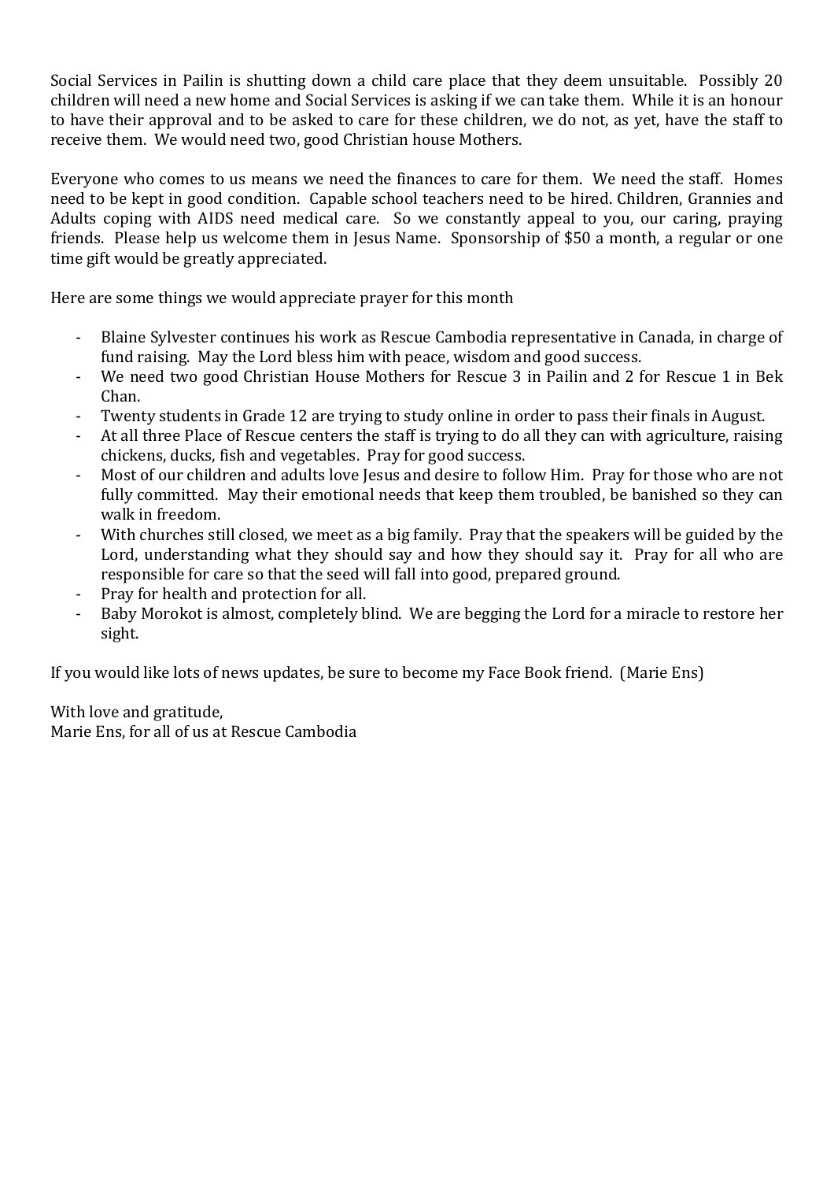Social Services in Pailin is shutting down a child care place that they deem unsuitable. Possibly 20 children will need a new home and Social Services is asking if we can take them. While it is an honour to have their approval and to be asked to care for these children, we do not, as yet, have the staff to receive them. We would need two, good Christian house Mothers.

Everyone who comes to us means we need the finances to care for them. We need the staff. Homes need to be kept in good condition. Capable school teachers need to be hired. Children, Grannies and Adults coping with AIDS need medical care. So we constantly appeal to you, our caring, praying friends. Please help us welcome them in Jesus Name. Sponsorship of $50 a month, a regular or one time gift would be greatly appreciated.

Here are some things we would appreciate prayer for this month

- Blaine Sylvester continues his work as Rescue Cambodia representative in Canada, in charge of fund raising. May the Lord bless him with peace, wisdom and good success.
- We need two good Christian House Mothers for Rescue 3 in Pailin and 2 for Rescue 1 in Bek Chan.
- Twenty students in Grade 12 are trying to study online in order to pass their finals in August.
- At all three Place of Rescue centers the staff is trying to do all they can with agriculture, raising chickens, ducks, fish and vegetables. Pray for good success.
- Most of our children and adults love Jesus and desire to follow Him. Pray for those who are not fully committed. May their emotional needs that keep them troubled, be banished so they can walk in freedom.
- With churches still closed, we meet as a big family. Pray that the speakers will be guided by the Lord, understanding what they should say and how they should say it. Pray for all who are responsible for care so that the seed will fall into good, prepared ground.
- Pray for health and protection for all.
- Baby Morokot is almost, completely blind. We are begging the Lord for a miracle to restore her sight.

If you would like lots of news updates, be sure to become my Face Book friend. (Marie Ens)

With love and gratitude,
Marie Ens, for all of us at Rescue Cambodia